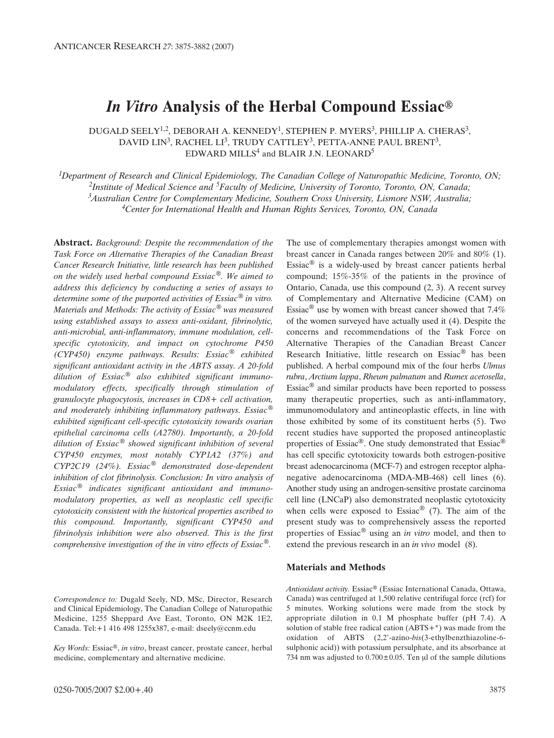# *In Vitro* Analysis of the Herbal Compound Essiac®

DUGALD SEELY[1,2], DEBORAH A. KENNEDY[1], STEPHEN P. MYERS[3], PHILLIP A. CHERAS[3], DAVID LIN[3], RACHEL LI[3], TRUDY CATTLEY[3], PETTA-ANNE PAUL BRENT[3], EDWARD MILLS[4] and BLAIR J.N. LEONARD[5]

[1]*Department of Research and Clinical Epidemiology, The Canadian College of Naturopathic Medicine, Toronto, ON;*
[2]*Institute of Medical Science and* [5]*Faculty of Medicine, University of Toronto, Toronto, ON, Canada;*
[3]*Australian Centre for Complementary Medicine, Southern Cross University, Lismore NSW, Australia;*
[4]*Center for International Health and Human Rights Services, Toronto, ON, Canada*

**Abstract.** *Background: Despite the recommendation of the Task Force on Alternative Therapies of the Canadian Breast Cancer Research Initiative, little research has been published on the widely used herbal compound Essiac®. We aimed to address this deficiency by conducting a series of assays to determine some of the purported activities of Essiac® in vitro. Materials and Methods: The activity of Essiac® was measured using established assays to assess anti-oxidant, fibrinolytic, anti-microbial, anti-inflammatory, immune modulation, cell-specific cytotoxicity, and impact on cytochrome P450 (CYP450) enzyme pathways. Results: Essiac® exhibited significant antioxidant activity in the ABTS assay. A 20-fold dilution of Essiac® also exhibited significant immunomodulatory effects, specifically through stimulation of granulocyte phagocytosis, increases in CD8+ cell activation, and moderately inhibiting inflammatory pathways. Essiac® exhibited significant cell-specific cytotoxicity towards ovarian epithelial carcinoma cells (A2780). Importantly, a 20-fold dilution of Essiac® showed significant inhibition of several CYP450 enzymes, most notably CYP1A2 (37%) and CYP2C19 (24%). Essiac® demonstrated dose-dependent inhibition of clot fibrinolysis. Conclusion: In vitro analysis of Essiac® indicates significant antioxidant and immunomodulatory properties, as well as neoplastic cell specific cytotoxicity consistent with the historical properties ascribed to this compound. Importantly, significant CYP450 and fibrinolysis inhibition were also observed. This is the first comprehensive investigation of the in vitro effects of Essiac®.*

*Correspondence to:* Dugald Seely, ND, MSc, Director, Research and Clinical Epidemiology, The Canadian College of Naturopathic Medicine, 1255 Sheppard Ave East, Toronto, ON M2K 1E2, Canada. Tel:+1 416 498 1255x387, e-mail: dseely@ccnm.edu

*Key Words:* Essiac®, *in vitro*, breast cancer, prostate cancer, herbal medicine, complementary and alternative medicine.

The use of complementary therapies amongst women with breast cancer in Canada ranges between 20% and 80% (1). Essiac® is a widely-used by breast cancer patients herbal compound; 15%-35% of the patients in the province of Ontario, Canada, use this compound (2, 3). A recent survey of Complementary and Alternative Medicine (CAM) on Essiac® use by women with breast cancer showed that 7.4% of the women surveyed have actually used it (4). Despite the concerns and recommendations of the Task Force on Alternative Therapies of the Canadian Breast Cancer Research Initiative, little research on Essiac® has been published. A herbal compound mix of the four herbs *Ulmus rubra*, *Arctium lappa*, *Rheum palmatum* and *Rumex acetosella*, Essiac® and similar products have been reported to possess many therapeutic properties, such as anti-inflammatory, immunomodulatory and antineoplastic effects, in line with those exhibited by some of its constituent herbs (5). Two recent studies have supported the proposed antineoplastic properties of Essiac®. One study demonstrated that Essiac® has cell specific cytotoxicity towards both estrogen-positive breast adenocarcinoma (MCF-7) and estrogen receptor alpha-negative adenocarcinoma (MDA-MB-468) cell lines (6). Another study using an androgen-sensitive prostate carcinoma cell line (LNCaP) also demonstrated neoplastic cytotoxicity when cells were exposed to Essiac® (7). The aim of the present study was to comprehensively assess the reported properties of Essiac® using an *in vitro* model, and then to extend the previous research in an *in vivo* model (8).

## Materials and Methods

*Antioxidant activity.* Essiac® (Essiac International Canada, Ottawa, Canada) was centrifuged at 1,500 relative centrifugal force (rcf) for 5 minutes. Working solutions were made from the stock by appropriate dilution in 0.1 M phosphate buffer (pH 7.4). A solution of stable free radical cation (ABTS+*) was made from the oxidation of ABTS (2,2'-azino-*bis*(3-ethylbenzthiazoline-6-sulphonic acid)) with potassium persulphate, and its absorbance at 734 nm was adjusted to 0.700±0.05. Ten μl of the sample dilutions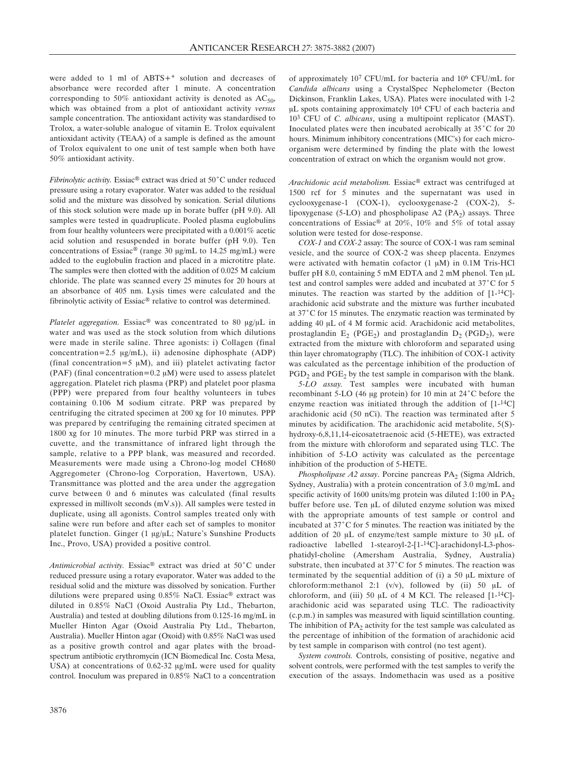were added to 1 ml of ABTS+* solution and decreases of absorbance were recorded after 1 minute. A concentration corresponding to 50% antioxidant activity is denoted as $AC_{50}$, which was obtained from a plot of antioxidant activity *versus* sample concentration. The antioxidant activity was standardised to Trolox, a water-soluble analogue of vitamin E. Trolox equivalent antioxidant activity (TEAA) of a sample is defined as the amount of Trolox equivalent to one unit of test sample when both have 50% antioxidant activity.

*Fibrinolytic activity.* Essiac® extract was dried at 50˚C under reduced pressure using a rotary evaporator. Water was added to the residual solid and the mixture was dissolved by sonication. Serial dilutions of this stock solution were made up in borate buffer (pH 9.0). All samples were tested in quadruplicate. Pooled plasma euglobulins from four healthy volunteers were precipitated with a 0.001% acetic acid solution and resuspended in borate buffer (pH 9.0). Ten concentrations of Essiac® (range 30 μg/mL to 14.25 mg/mL) were added to the euglobulin fraction and placed in a microtitre plate. The samples were then clotted with the addition of 0.025 M calcium chloride. The plate was scanned every 25 minutes for 20 hours at an absorbance of 405 nm. Lysis times were calculated and the fibrinolytic activity of Essiac® relative to control was determined.

*Platelet aggregation.* Essiac® was concentrated to 80 μg/μL in water and was used as the stock solution from which dilutions were made in sterile saline. Three agonists: i) Collagen (final concentration=2.5 μg/mL), ii) adenosine diphosphate (ADP) (final concentration=5 μM), and iii) platelet activating factor (PAF) (final concentration=0.2 μM) were used to assess platelet aggregation. Platelet rich plasma (PRP) and platelet poor plasma (PPP) were prepared from four healthy volunteers in tubes containing 0.106 M sodium citrate. PRP was prepared by centrifuging the citrated specimen at 200 xg for 10 minutes. PPP was prepared by centrifuging the remaining citrated specimen at 1800 xg for 10 minutes. The more turbid PRP was stirred in a cuvette, and the transmittance of infrared light through the sample, relative to a PPP blank, was measured and recorded. Measurements were made using a Chrono-log model CH680 Aggregometer (Chrono-log Corporation, Havertown, USA). Transmittance was plotted and the area under the aggregation curve between 0 and 6 minutes was calculated (final results expressed in millivolt seconds (mV.s)). All samples were tested in duplicate, using all agonists. Control samples treated only with saline were run before and after each set of samples to monitor platelet function. Ginger (1 μg/μL; Nature's Sunshine Products Inc., Provo, USA) provided a positive control.

*Antimicrobial activity.* Essiac® extract was dried at 50˚C under reduced pressure using a rotary evaporator. Water was added to the residual solid and the mixture was dissolved by sonication. Further dilutions were prepared using 0.85% NaCl. Essiac® extract was diluted in 0.85% NaCl (Oxoid Australia Pty Ltd., Thebarton, Australia) and tested at doubling dilutions from 0.125-16 mg/mL in Mueller Hinton Agar (Oxoid Australia Pty Ltd., Thebarton, Australia). Mueller Hinton agar (Oxoid) with 0.85% NaCl was used as a positive growth control and agar plates with the broad-spectrum antibiotic erythromycin (ICN Biomedical Inc. Costa Mesa, USA) at concentrations of 0.62-32 μg/mL were used for quality control. Inoculum was prepared in 0.85% NaCl to a concentration of approximately $10^7$ CFU/mL for bacteria and $10^6$ CFU/mL for *Candida albicans* using a CrystalSpec Nephelometer (Becton Dickinson, Franklin Lakes, USA). Plates were inoculated with 1-2 μL spots containing approximately $10^4$ CFU of each bacteria and $10^3$ CFU of *C. albicans*, using a multipoint replicator (MAST). Inoculated plates were then incubated aerobically at 35˚C for 20 hours. Minimum inhibitory concentrations (MIC's) for each micro-organism were determined by finding the plate with the lowest concentration of extract on which the organism would not grow.

*Arachidonic acid metabolism.* Essiac® extract was centrifuged at 1500 rcf for 5 minutes and the supernatant was used in cyclooxygenase-1 (COX-1), cyclooxygenase-2 (COX-2), 5-lipoxygenase (5-LO) and phospholipase A2 ($PA_2$) assays. Three concentrations of Essiac® at 20%, 10% and 5% of total assay solution were tested for dose-response.

*COX-1* and *COX-2* assay: The source of COX-1 was ram seminal vesicle, and the source of COX-2 was sheep placenta. Enzymes were activated with hematin cofactor (1 μM) in 0.1M Tris-HCl buffer pH 8.0, containing 5 mM EDTA and 2 mM phenol. Ten μL test and control samples were added and incubated at 37˚C for 5 minutes. The reaction was started by the addition of [1-$^{14}$C]-arachidonic acid substrate and the mixture was further incubated at 37˚C for 15 minutes. The enzymatic reaction was terminated by adding 40 μL of 4 M formic acid. Arachidonic acid metabolites, prostaglandin $E_2$ ($PGE_2$) and prostaglandin $D_2$ ($PGD_2$), were extracted from the mixture with chloroform and separated using thin layer chromatography (TLC). The inhibition of COX-1 activity was calculated as the percentage inhibition of the production of $PGD_2$ and $PGE_2$ by the test sample in comparison with the blank.

*5-LO assay.* Test samples were incubated with human recombinant 5-LO (46 μg protein) for 10 min at 24˚C before the enzyme reaction was initiated through the addition of [1-$^{14}$C] arachidonic acid (50 nCi). The reaction was terminated after 5 minutes by acidification. The arachidonic acid metabolite, 5(S)-hydroxy-6,8,11,14-eicosatetraenoic acid (5-HETE), was extracted from the mixture with chloroform and separated using TLC. The inhibition of 5-LO activity was calculated as the percentage inhibition of the production of 5-HETE.

*Phospholipase A2 assay*. Porcine pancreas $PA_2$ (Sigma Aldrich, Sydney, Australia) with a protein concentration of 3.0 mg/mL and specific activity of 1600 units/mg protein was diluted 1:100 in $PA_2$ buffer before use. Ten μL of diluted enzyme solution was mixed with the appropriate amounts of test sample or control and incubated at 37˚C for 5 minutes. The reaction was initiated by the addition of 20 μL of enzyme/test sample mixture to 30 μL of radioactive labelled 1-stearoyl-2-[1-$^{14}$C]-arachidonyl-L3-phosphatidyl-choline (Amersham Australia, Sydney, Australia) substrate, then incubated at 37˚C for 5 minutes. The reaction was terminated by the sequential addition of (i) a 50 μL mixture of chloroform:methanol 2:1 (v/v), followed by (ii) 50 μL of chloroform, and (iii) 50 μL of 4 M KCl. The released [1-$^{14}$C]-arachidonic acid was separated using TLC. The radioactivity (c.p.m.) in samples was measured with liquid scintillation counting. The inhibition of $PA_2$ activity for the test sample was calculated as the percentage of inhibition of the formation of arachidonic acid by test sample in comparison with control (no test agent).

*System controls.* Controls, consisting of positive, negative and solvent controls, were performed with the test samples to verify the execution of the assays. Indomethacin was used as a positive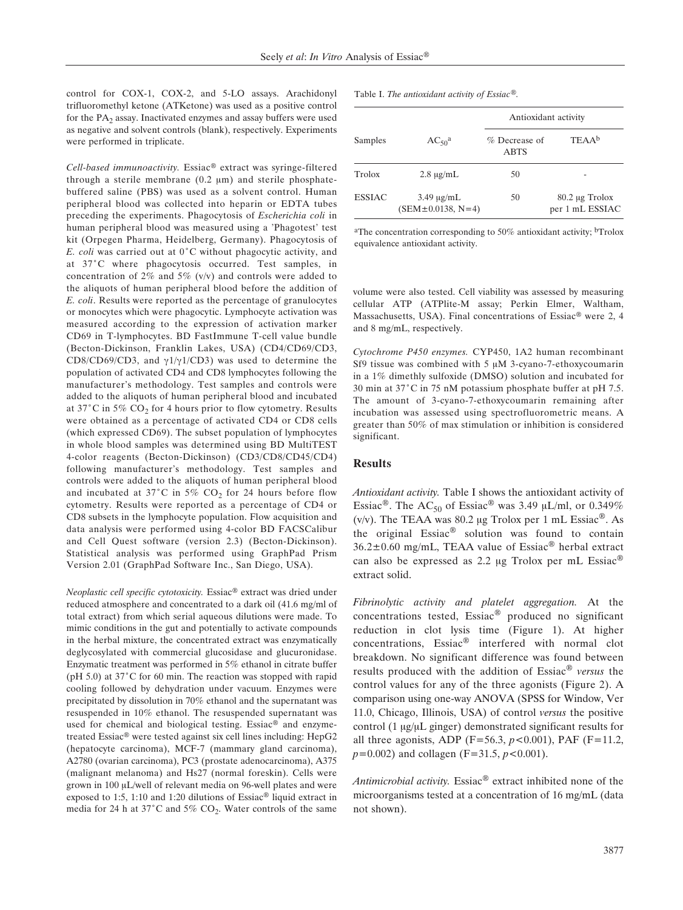control for COX-1, COX-2, and 5-LO assays. Arachidonyl trifluoromethyl ketone (ATKetone) was used as a positive control for the $PA_2$ assay. Inactivated enzymes and assay buffers were used as negative and solvent controls (blank), respectively. Experiments were performed in triplicate.

*Cell-based immunoactivity.* Essiac® extract was syringe-filtered through a sterile membrane (0.2 μm) and sterile phosphate-buffered saline (PBS) was used as a solvent control. Human peripheral blood was collected into heparin or EDTA tubes preceding the experiments. Phagocytosis of *Escherichia coli* in human peripheral blood was measured using a 'Phagotest' test kit (Orpegen Pharma, Heidelberg, Germany). Phagocytosis of *E. coli* was carried out at 0˚C without phagocytic activity, and at 37˚C where phagocytosis occurred. Test samples, in concentration of 2% and 5% (v/v) and controls were added to the aliquots of human peripheral blood before the addition of *E. coli*. Results were reported as the percentage of granulocytes or monocytes which were phagocytic. Lymphocyte activation was measured according to the expression of activation marker CD69 in T-lymphocytes. BD FastImmune T-cell value bundle (Becton-Dickinson, Franklin Lakes, USA) (CD4/CD69/CD3, CD8/CD69/CD3, and γ1/γ1/CD3) was used to determine the population of activated CD4 and CD8 lymphocytes following the manufacturer's methodology. Test samples and controls were added to the aliquots of human peripheral blood and incubated at 37˚C in 5% $CO_2$ for 4 hours prior to flow cytometry. Results were obtained as a percentage of activated CD4 or CD8 cells (which expressed CD69). The subset population of lymphocytes in whole blood samples was determined using BD MultiTEST 4-color reagents (Becton-Dickinson) (CD3/CD8/CD45/CD4) following manufacturer's methodology. Test samples and controls were added to the aliquots of human peripheral blood and incubated at 37˚C in 5% $CO_2$ for 24 hours before flow cytometry. Results were reported as a percentage of CD4 or CD8 subsets in the lymphocyte population. Flow acquisition and data analysis were performed using 4-color BD FACSCalibur and Cell Quest software (version 2.3) (Becton-Dickinson). Statistical analysis was performed using GraphPad Prism Version 2.01 (GraphPad Software Inc., San Diego, USA).

*Neoplastic cell specific cytotoxicity.* Essiac® extract was dried under reduced atmosphere and concentrated to a dark oil (41.6 mg/ml of total extract) from which serial aqueous dilutions were made. To mimic conditions in the gut and potentially to activate compounds in the herbal mixture, the concentrated extract was enzymatically deglycosylated with commercial glucosidase and glucuronidase. Enzymatic treatment was performed in 5% ethanol in citrate buffer (pH 5.0) at 37˚C for 60 min. The reaction was stopped with rapid cooling followed by dehydration under vacuum. Enzymes were precipitated by dissolution in 70% ethanol and the supernatant was resuspended in 10% ethanol. The resuspended supernatant was used for chemical and biological testing. Essiac® and enzyme-treated Essiac® were tested against six cell lines including: HepG2 (hepatocyte carcinoma), MCF-7 (mammary gland carcinoma), A2780 (ovarian carcinoma), PC3 (prostate adenocarcinoma), A375 (malignant melanoma) and Hs27 (normal foreskin). Cells were grown in 100 μL/well of relevant media on 96-well plates and were exposed to 1:5, 1:10 and 1:20 dilutions of Essiac® liquid extract in media for 24 h at 37˚C and 5% $CO_2$. Water controls of the same volume were also tested. Cell viability was assessed by measuring cellular ATP (ATPlite-M assay; Perkin Elmer, Waltham, Massachusetts, USA). Final concentrations of Essiac® were 2, 4 and 8 mg/mL, respectively.

*Cytochrome P450 enzymes.* CYP450, 1A2 human recombinant Sf9 tissue was combined with 5 μM 3-cyano-7-ethoxycoumarin in a 1% dimethly sulfoxide (DMSO) solution and incubated for 30 min at 37˚C in 75 nM potassium phosphate buffer at pH 7.5. The amount of 3-cyano-7-ethoxycoumarin remaining after incubation was assessed using spectrofluorometric means. A greater than 50% of max stimulation or inhibition is considered significant.

Table I. *The antioxidant activity of Essiac®.*

| Samples | $AC_{50}$[a] | Antioxidant activity | |
|---|---|---|---|
| | | % Decrease of ABTS | TEAA[b] |
| Trolox | 2.8 μg/mL | 50 | - |
| ESSIAC | 3.49 μg/mL (SEM±0.0138, N=4) | 50 | 80.2 μg Trolox per 1 mL ESSIAC |

[a]The concentration corresponding to 50% antioxidant activity; [b]Trolox equivalence antioxidant activity.

## Results

*Antioxidant activity.* Table I shows the antioxidant activity of Essiac®. The $AC_{50}$ of Essiac® was 3.49 μL/ml, or 0.349% (v/v). The TEAA was 80.2 μg Trolox per 1 mL Essiac®. As the original Essiac® solution was found to contain 36.2±0.60 mg/mL, TEAA value of Essiac® herbal extract can also be expressed as 2.2 μg Trolox per mL Essiac® extract solid.

*Fibrinolytic activity and platelet aggregation.* At the concentrations tested, Essiac® produced no significant reduction in clot lysis time (Figure 1). At higher concentrations, Essiac® interfered with normal clot breakdown. No significant difference was found between results produced with the addition of Essiac® *versus* the control values for any of the three agonists (Figure 2). A comparison using one-way ANOVA (SPSS for Window, Ver 11.0, Chicago, Illinois, USA) of control *versus* the positive control (1 μg/μL ginger) demonstrated significant results for all three agonists, ADP ($F=56.3$, $p<0.001$), PAF ($F=11.2$, $p=0.002$) and collagen ($F=31.5$, $p<0.001$).

*Antimicrobial activity.* Essiac® extract inhibited none of the microorganisms tested at a concentration of 16 mg/mL (data not shown).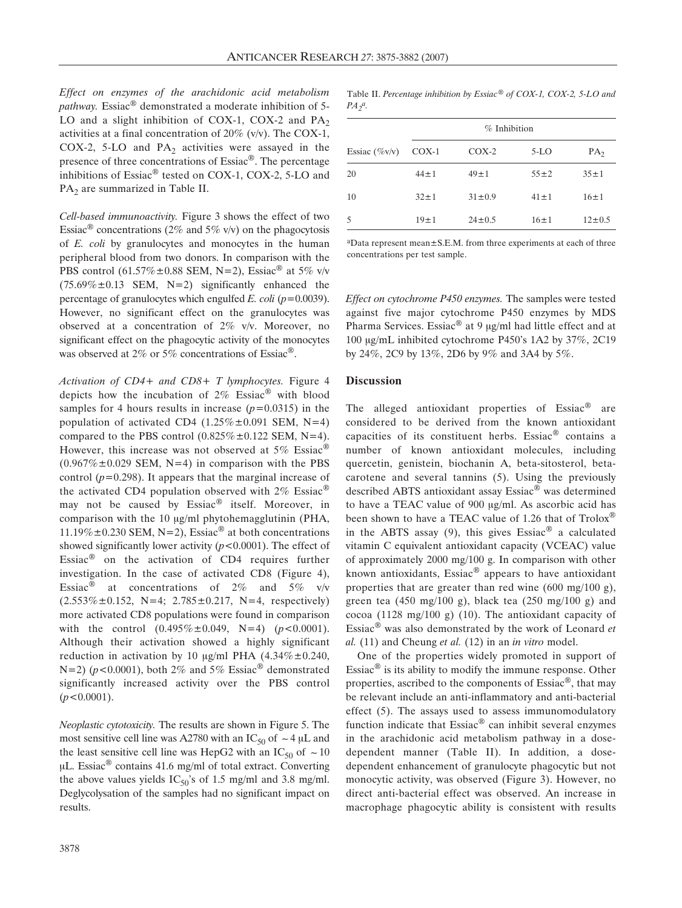*Effect on enzymes of the arachidonic acid metabolism pathway.* Essiac® demonstrated a moderate inhibition of 5-LO and a slight inhibition of COX-1, COX-2 and $PA_2$ activities at a final concentration of 20% (v/v). The COX-1, COX-2, 5-LO and $PA_2$ activities were assayed in the presence of three concentrations of Essiac®. The percentage inhibitions of Essiac® tested on COX-1, COX-2, 5-LO and $PA_2$ are summarized in Table II.

*Cell-based immunoactivity.* Figure 3 shows the effect of two Essiac® concentrations (2% and 5% v/v) on the phagocytosis of *E. coli* by granulocytes and monocytes in the human peripheral blood from two donors. In comparison with the PBS control (61.57%±0.88 SEM, N=2), Essiac® at 5% v/v (75.69%±0.13 SEM, N=2) significantly enhanced the percentage of granulocytes which engulfed *E. coli* ($p$=0.0039). However, no significant effect on the granulocytes was observed at a concentration of 2% v/v. Moreover, no significant effect on the phagocytic activity of the monocytes was observed at 2% or 5% concentrations of Essiac®.

*Activation of CD4+ and CD8+ T lymphocytes.* Figure 4 depicts how the incubation of 2% Essiac® with blood samples for 4 hours results in increase ($p$=0.0315) in the population of activated CD4 (1.25%±0.091 SEM, N=4) compared to the PBS control (0.825%±0.122 SEM, N=4). However, this increase was not observed at 5% Essiac® (0.967%±0.029 SEM, N=4) in comparison with the PBS control ($p$=0.298). It appears that the marginal increase of the activated CD4 population observed with 2% Essiac® may not be caused by Essiac® itself. Moreover, in comparison with the 10 μg/ml phytohemagglutinin (PHA, 11.19%±0.230 SEM, N=2), Essiac® at both concentrations showed significantly lower activity ($p$<0.0001). The effect of Essiac® on the activation of CD4 requires further investigation. In the case of activated CD8 (Figure 4), Essiac® at concentrations of 2% and 5% v/v (2.553%±0.152, N=4; 2.785±0.217, N=4, respectively) more activated CD8 populations were found in comparison with the control (0.495%±0.049, N=4) ($p$<0.0001). Although their activation showed a highly significant reduction in activation by 10 μg/ml PHA (4.34%±0.240, N=2) ($p$<0.0001), both 2% and 5% Essiac® demonstrated significantly increased activity over the PBS control ($p$<0.0001).

*Neoplastic cytotoxicity.* The results are shown in Figure 5. The most sensitive cell line was A2780 with an $IC_{50}$ of ~4 μL and the least sensitive cell line was HepG2 with an $IC_{50}$ of ~10 μL. Essiac® contains 41.6 mg/ml of total extract. Converting the above values yields $IC_{50}$'s of 1.5 mg/ml and 3.8 mg/ml. Deglycolysation of the samples had no significant impact on results.

Table II. *Percentage inhibition by Essiac® of COX-1, COX-2, 5-LO and $PA_2$[a].*

| | % Inhibition | | | |
|---|---|---|---|---|
| Essiac (%v/v) | COX-1 | COX-2 | 5-LO | $PA_2$ |
| 20 | 44±1 | 49±1 | 55±2 | 35±1 |
| 10 | 32±1 | 31±0.9 | 41±1 | 16±1 |
| 5 | 19±1 | 24±0.5 | 16±1 | 12±0.5 |

[a]Data represent mean±S.E.M. from three experiments at each of three concentrations per test sample.

*Effect on cytochrome P450 enzymes.* The samples were tested against five major cytochrome P450 enzymes by MDS Pharma Services. Essiac® at 9 μg/ml had little effect and at 100 μg/mL inhibited cytochrome P450's 1A2 by 37%, 2C19 by 24%, 2C9 by 13%, 2D6 by 9% and 3A4 by 5%.

## Discussion

The alleged antioxidant properties of Essiac® are considered to be derived from the known antioxidant capacities of its constituent herbs. Essiac® contains a number of known antioxidant molecules, including quercetin, genistein, biochanin A, beta-sitosterol, beta-carotene and several tannins (5). Using the previously described ABTS antioxidant assay Essiac® was determined to have a TEAC value of 900 μg/ml. As ascorbic acid has been shown to have a TEAC value of 1.26 that of Trolox® in the ABTS assay (9), this gives Essiac® a calculated vitamin C equivalent antioxidant capacity (VCEAC) value of approximately 2000 mg/100 g. In comparison with other known antioxidants, Essiac® appears to have antioxidant properties that are greater than red wine (600 mg/100 g), green tea (450 mg/100 g), black tea (250 mg/100 g) and cocoa (1128 mg/100 g) (10). The antioxidant capacity of Essiac® was also demonstrated by the work of Leonard *et al.* (11) and Cheung *et al.* (12) in an *in vitro* model.

One of the properties widely promoted in support of Essiac® is its ability to modify the immune response. Other properties, ascribed to the components of Essiac®, that may be relevant include an anti-inflammatory and anti-bacterial effect (5). The assays used to assess immunomodulatory function indicate that Essiac® can inhibit several enzymes in the arachidonic acid metabolism pathway in a dose-dependent manner (Table II). In addition, a dose-dependent enhancement of granulocyte phagocytic but not monocytic activity, was observed (Figure 3). However, no direct anti-bacterial effect was observed. An increase in macrophage phagocytic ability is consistent with results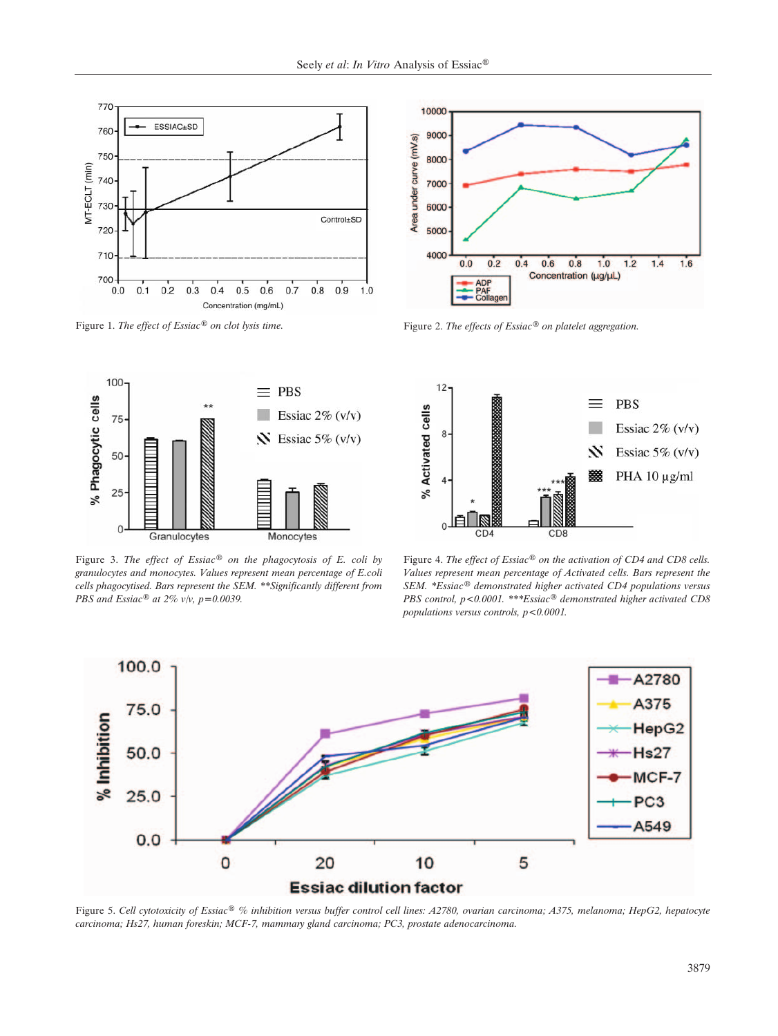Figure 1. *The effect of Essiac® on clot lysis time.*

Figure 2. *The effects of Essiac® on platelet aggregation.*

Figure 3. *The effect of Essiac® on the phagocytosis of E. coli by granulocytes and monocytes. Values represent mean percentage of E.coli cells phagocytised. Bars represent the SEM. **Significantly different from PBS and Essiac® at 2% v/v, p=0.0039.*

Figure 4. *The effect of Essiac® on the activation of CD4 and CD8 cells. Values represent mean percentage of Activated cells. Bars represent the SEM. *Essiac® demonstrated higher activated CD4 populations versus PBS control, p<0.0001. ***Essiac® demonstrated higher activated CD8 populations versus controls, p<0.0001.*

Figure 5. *Cell cytotoxicity of Essiac® % inhibition versus buffer control cell lines: A2780, ovarian carcinoma; A375, melanoma; HepG2, hepatocyte carcinoma; Hs27, human foreskin; MCF-7, mammary gland carcinoma; PC3, prostate adenocarcinoma.*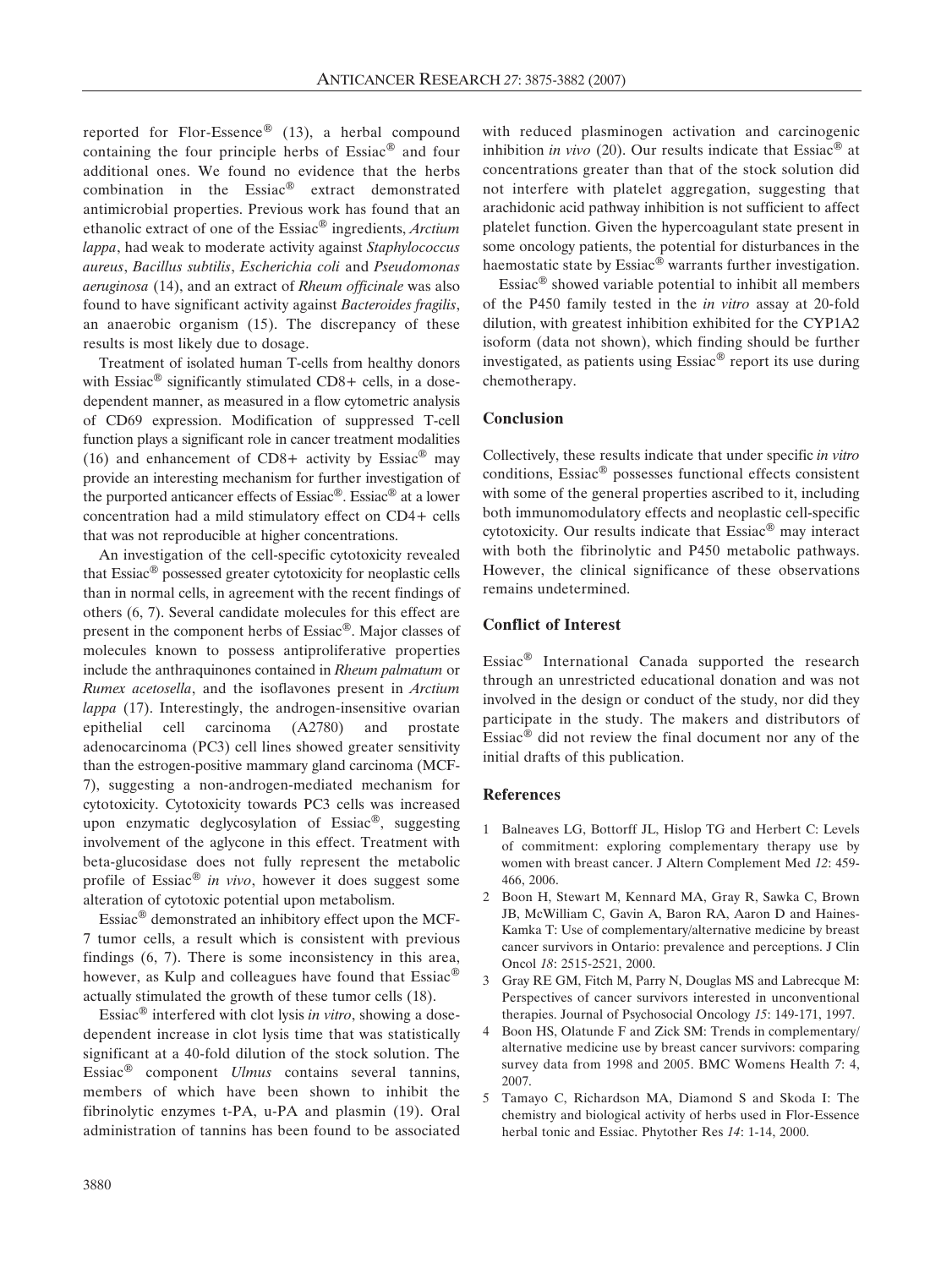reported for Flor-Essence® (13), a herbal compound containing the four principle herbs of Essiac® and four additional ones. We found no evidence that the herbs combination in the Essiac® extract demonstrated antimicrobial properties. Previous work has found that an ethanolic extract of one of the Essiac® ingredients, *Arctium lappa*, had weak to moderate activity against *Staphylococcus aureus*, *Bacillus subtilis*, *Escherichia coli* and *Pseudomonas aeruginosa* (14), and an extract of *Rheum officinale* was also found to have significant activity against *Bacteroides fragilis*, an anaerobic organism (15). The discrepancy of these results is most likely due to dosage.

Treatment of isolated human T-cells from healthy donors with Essiac® significantly stimulated CD8+ cells, in a dose-dependent manner, as measured in a flow cytometric analysis of CD69 expression. Modification of suppressed T-cell function plays a significant role in cancer treatment modalities (16) and enhancement of CD8+ activity by Essiac® may provide an interesting mechanism for further investigation of the purported anticancer effects of Essiac®. Essiac® at a lower concentration had a mild stimulatory effect on CD4+ cells that was not reproducible at higher concentrations.

An investigation of the cell-specific cytotoxicity revealed that Essiac® possessed greater cytotoxicity for neoplastic cells than in normal cells, in agreement with the recent findings of others (6, 7). Several candidate molecules for this effect are present in the component herbs of Essiac®. Major classes of molecules known to possess antiproliferative properties include the anthraquinones contained in *Rheum palmatum* or *Rumex acetosella*, and the isoflavones present in *Arctium lappa* (17). Interestingly, the androgen-insensitive ovarian epithelial cell carcinoma (A2780) and prostate adenocarcinoma (PC3) cell lines showed greater sensitivity than the estrogen-positive mammary gland carcinoma (MCF-7), suggesting a non-androgen-mediated mechanism for cytotoxicity. Cytotoxicity towards PC3 cells was increased upon enzymatic deglycosylation of Essiac®, suggesting involvement of the aglycone in this effect. Treatment with beta-glucosidase does not fully represent the metabolic profile of Essiac® *in vivo*, however it does suggest some alteration of cytotoxic potential upon metabolism.

Essiac® demonstrated an inhibitory effect upon the MCF-7 tumor cells, a result which is consistent with previous findings (6, 7). There is some inconsistency in this area, however, as Kulp and colleagues have found that Essiac® actually stimulated the growth of these tumor cells (18).

Essiac® interfered with clot lysis *in vitro*, showing a dose-dependent increase in clot lysis time that was statistically significant at a 40-fold dilution of the stock solution. The Essiac® component *Ulmus* contains several tannins, members of which have been shown to inhibit the fibrinolytic enzymes t-PA, u-PA and plasmin (19). Oral administration of tannins has been found to be associated with reduced plasminogen activation and carcinogenic inhibition *in vivo* (20). Our results indicate that Essiac® at concentrations greater than that of the stock solution did not interfere with platelet aggregation, suggesting that arachidonic acid pathway inhibition is not sufficient to affect platelet function. Given the hypercoagulant state present in some oncology patients, the potential for disturbances in the haemostatic state by Essiac® warrants further investigation.

Essiac® showed variable potential to inhibit all members of the P450 family tested in the *in vitro* assay at 20-fold dilution, with greatest inhibition exhibited for the CYP1A2 isoform (data not shown), which finding should be further investigated, as patients using Essiac® report its use during chemotherapy.

## Conclusion

Collectively, these results indicate that under specific *in vitro* conditions, Essiac® possesses functional effects consistent with some of the general properties ascribed to it, including both immunomodulatory effects and neoplastic cell-specific cytotoxicity. Our results indicate that Essiac® may interact with both the fibrinolytic and P450 metabolic pathways. However, the clinical significance of these observations remains undetermined.

## Conflict of Interest

Essiac® International Canada supported the research through an unrestricted educational donation and was not involved in the design or conduct of the study, nor did they participate in the study. The makers and distributors of Essiac® did not review the final document nor any of the initial drafts of this publication.

## References

1. Balneaves LG, Bottorff JL, Hislop TG and Herbert C: Levels of commitment: exploring complementary therapy use by women with breast cancer. J Altern Complement Med *12*: 459-466, 2006.
2. Boon H, Stewart M, Kennard MA, Gray R, Sawka C, Brown JB, McWilliam C, Gavin A, Baron RA, Aaron D and Haines-Kamka T: Use of complementary/alternative medicine by breast cancer survivors in Ontario: prevalence and perceptions. J Clin Oncol *18*: 2515-2521, 2000.
3. Gray RE GM, Fitch M, Parry N, Douglas MS and Labrecque M: Perspectives of cancer survivors interested in unconventional therapies. Journal of Psychosocial Oncology *15*: 149-171, 1997.
4. Boon HS, Olatunde F and Zick SM: Trends in complementary/alternative medicine use by breast cancer survivors: comparing survey data from 1998 and 2005. BMC Womens Health *7*: 4, 2007.
5. Tamayo C, Richardson MA, Diamond S and Skoda I: The chemistry and biological activity of herbs used in Flor-Essence herbal tonic and Essiac. Phytother Res *14*: 1-14, 2000.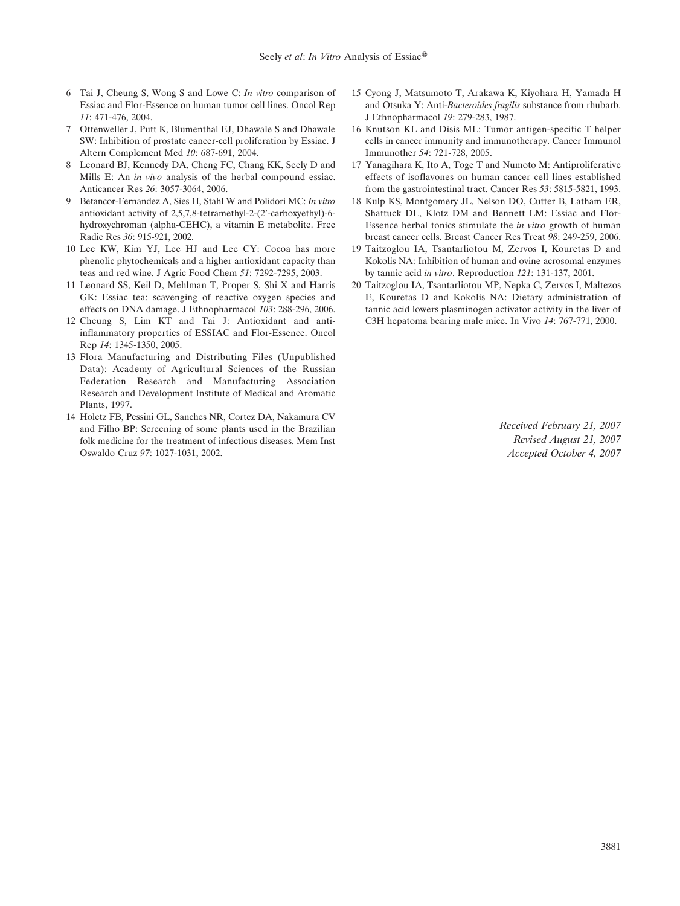6 Tai J, Cheung S, Wong S and Lowe C: *In vitro* comparison of Essiac and Flor-Essence on human tumor cell lines. Oncol Rep *11*: 471-476, 2004.

7 Ottenweller J, Putt K, Blumenthal EJ, Dhawale S and Dhawale SW: Inhibition of prostate cancer-cell proliferation by Essiac. J Altern Complement Med *10*: 687-691, 2004.

8 Leonard BJ, Kennedy DA, Cheng FC, Chang KK, Seely D and Mills E: An *in vivo* analysis of the herbal compound essiac. Anticancer Res *26*: 3057-3064, 2006.

9 Betancor-Fernandez A, Sies H, Stahl W and Polidori MC: *In vitro* antioxidant activity of 2,5,7,8-tetramethyl-2-(2'-carboxyethyl)-6-hydroxychroman (alpha-CEHC), a vitamin E metabolite. Free Radic Res *36*: 915-921, 2002.

10 Lee KW, Kim YJ, Lee HJ and Lee CY: Cocoa has more phenolic phytochemicals and a higher antioxidant capacity than teas and red wine. J Agric Food Chem *51*: 7292-7295, 2003.

11 Leonard SS, Keil D, Mehlman T, Proper S, Shi X and Harris GK: Essiac tea: scavenging of reactive oxygen species and effects on DNA damage. J Ethnopharmacol *103*: 288-296, 2006.

12 Cheung S, Lim KT and Tai J: Antioxidant and anti-inflammatory properties of ESSIAC and Flor-Essence. Oncol Rep *14*: 1345-1350, 2005.

13 Flora Manufacturing and Distributing Files (Unpublished Data): Academy of Agricultural Sciences of the Russian Federation Research and Manufacturing Association Research and Development Institute of Medical and Aromatic Plants, 1997.

14 Holetz FB, Pessini GL, Sanches NR, Cortez DA, Nakamura CV and Filho BP: Screening of some plants used in the Brazilian folk medicine for the treatment of infectious diseases. Mem Inst Oswaldo Cruz *97*: 1027-1031, 2002.

15 Cyong J, Matsumoto T, Arakawa K, Kiyohara H, Yamada H and Otsuka Y: Anti-*Bacteroides fragilis* substance from rhubarb. J Ethnopharmacol *19*: 279-283, 1987.

16 Knutson KL and Disis ML: Tumor antigen-specific T helper cells in cancer immunity and immunotherapy. Cancer Immunol Immunother *54*: 721-728, 2005.

17 Yanagihara K, Ito A, Toge T and Numoto M: Antiproliferative effects of isoflavones on human cancer cell lines established from the gastrointestinal tract. Cancer Res *53*: 5815-5821, 1993.

18 Kulp KS, Montgomery JL, Nelson DO, Cutter B, Latham ER, Shattuck DL, Klotz DM and Bennett LM: Essiac and Flor-Essence herbal tonics stimulate the *in vitro* growth of human breast cancer cells. Breast Cancer Res Treat *98*: 249-259, 2006.

19 Taitzoglou IA, Tsantarliotou M, Zervos I, Kouretas D and Kokolis NA: Inhibition of human and ovine acrosomal enzymes by tannic acid *in vitro*. Reproduction *121*: 131-137, 2001.

20 Taitzoglou IA, Tsantarliotou MP, Nepka C, Zervos I, Maltezos E, Kouretas D and Kokolis NA: Dietary administration of tannic acid lowers plasminogen activator activity in the liver of C3H hepatoma bearing male mice. In Vivo *14*: 767-771, 2000.

*Received February 21, 2007*
*Revised August 21, 2007*
*Accepted October 4, 2007*